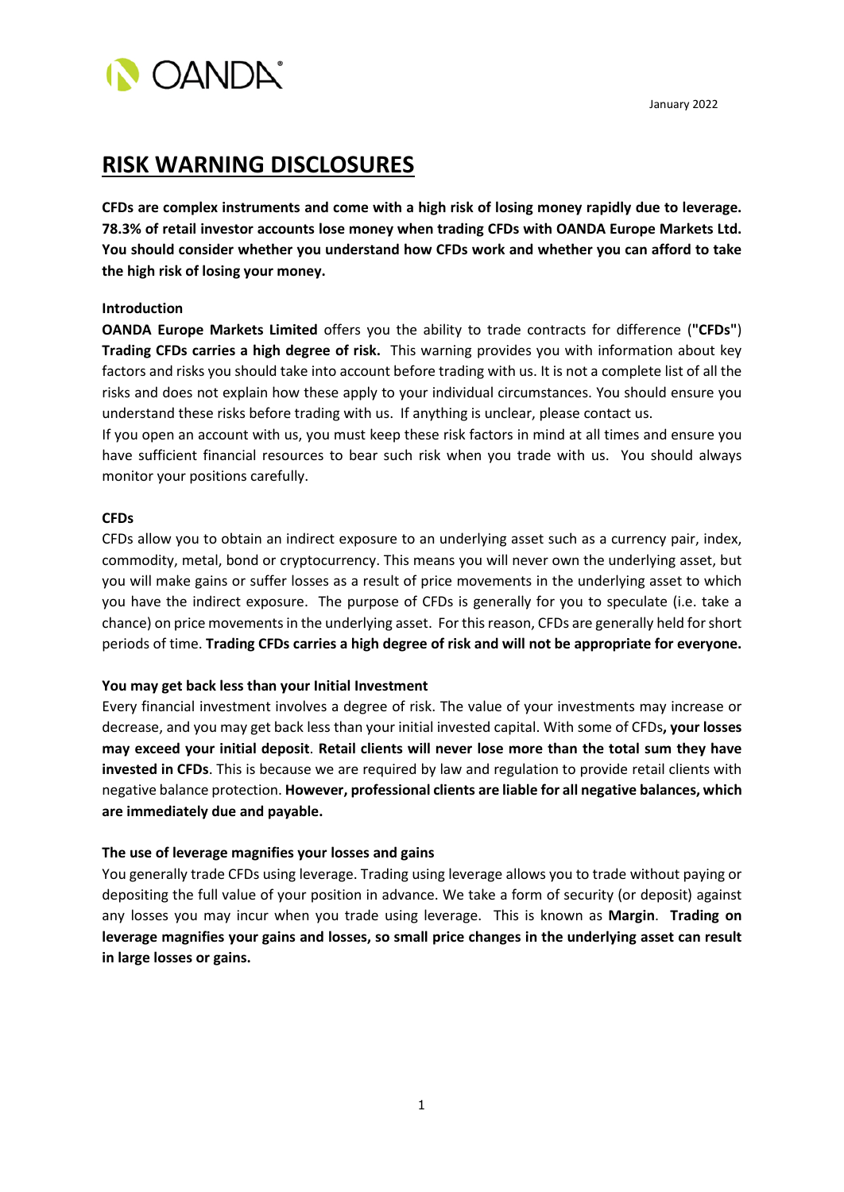OANDA

January 2022

# RISK WARNING DISCLOSURES

**CFDs are complex instruments and come with a high risk of losing money rapidly due to leverage. 78.3% of retail investor accounts lose money when trading CFDs with OANDA Europe Markets Ltd. You should consider whether you understand how CFDs work and whether you can afford to take the high risk of losing your money.**

**Introduction**

**OANDA Europe Markets Limited** offers you the ability to trade contracts for difference (**"CFDs"**) **Trading CFDs carries a high degree of risk.** This warning provides you with information about key factors and risks you should take into account before trading with us. It is not a complete list of all the risks and does not explain how these apply to your individual circumstances. You should ensure you understand these risks before trading with us. If anything is unclear, please contact us.

If you open an account with us, you must keep these risk factors in mind at all times and ensure you have sufficient financial resources to bear such risk when you trade with us. You should always monitor your positions carefully.

**CFDs**

CFDs allow you to obtain an indirect exposure to an underlying asset such as a currency pair, index, commodity, metal, bond or cryptocurrency. This means you will never own the underlying asset, but you will make gains or suffer losses as a result of price movements in the underlying asset to which you have the indirect exposure. The purpose of CFDs is generally for you to speculate (i.e. take a chance) on price movements in the underlying asset. For this reason, CFDs are generally held for short periods of time. **Trading CFDs carries a high degree of risk and will not be appropriate for everyone.**

**You may get back less than your Initial Investment**

Every financial investment involves a degree of risk. The value of your investments may increase or decrease, and you may get back less than your initial invested capital. With some of CFDs**, your losses may exceed your initial deposit**. **Retail clients will never lose more than the total sum they have invested in CFDs**. This is because we are required by law and regulation to provide retail clients with negative balance protection. **However, professional clients are liable for all negative balances, which are immediately due and payable.**

**The use of leverage magnifies your losses and gains**

You generally trade CFDs using leverage. Trading using leverage allows you to trade without paying or depositing the full value of your position in advance. We take a form of security (or deposit) against any losses you may incur when you trade using leverage. This is known as **Margin**. **Trading on leverage magnifies your gains and losses, so small price changes in the underlying asset can result in large losses or gains.**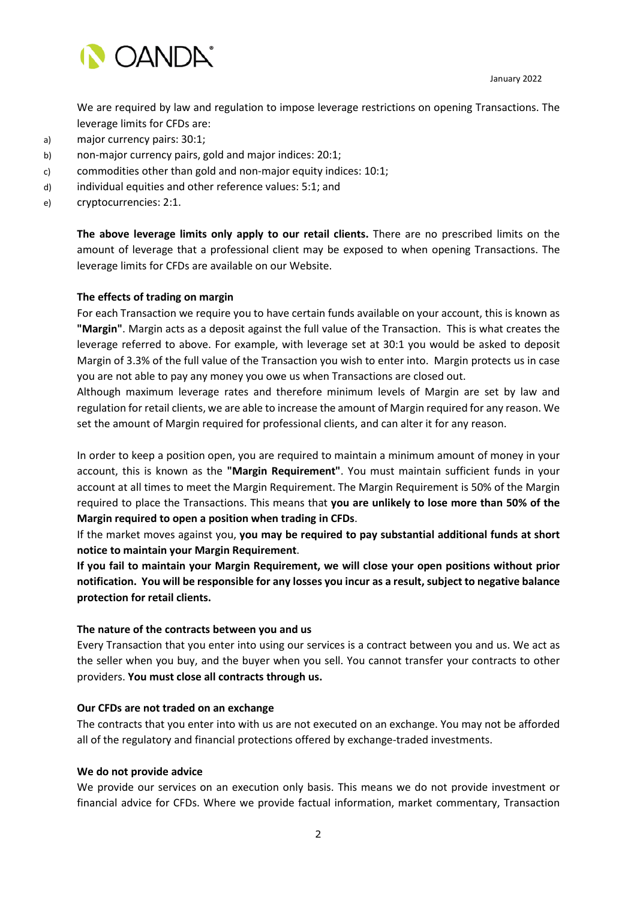We are required by law and regulation to impose leverage restrictions on opening Transactions. The leverage limits for CFDs are:

a) major currency pairs: 30:1;
b) non-major currency pairs, gold and major indices: 20:1;
c) commodities other than gold and non-major equity indices: 10:1;
d) individual equities and other reference values: 5:1; and
e) cryptocurrencies: 2:1.

**The above leverage limits only apply to our retail clients.** There are no prescribed limits on the amount of leverage that a professional client may be exposed to when opening Transactions. The leverage limits for CFDs are available on our Website.

**The effects of trading on margin**

For each Transaction we require you to have certain funds available on your account, this is known as **"Margin"**. Margin acts as a deposit against the full value of the Transaction. This is what creates the leverage referred to above. For example, with leverage set at 30:1 you would be asked to deposit Margin of 3.3% of the full value of the Transaction you wish to enter into. Margin protects us in case you are not able to pay any money you owe us when Transactions are closed out.

Although maximum leverage rates and therefore minimum levels of Margin are set by law and regulation for retail clients, we are able to increase the amount of Margin required for any reason. We set the amount of Margin required for professional clients, and can alter it for any reason.

In order to keep a position open, you are required to maintain a minimum amount of money in your account, this is known as the **"Margin Requirement"**. You must maintain sufficient funds in your account at all times to meet the Margin Requirement. The Margin Requirement is 50% of the Margin required to place the Transactions. This means that **you are unlikely to lose more than 50% of the Margin required to open a position when trading in CFDs**.

If the market moves against you, **you may be required to pay substantial additional funds at short notice to maintain your Margin Requirement**.

**If you fail to maintain your Margin Requirement, we will close your open positions without prior notification. You will be responsible for any losses you incur as a result, subject to negative balance protection for retail clients.**

**The nature of the contracts between you and us**

Every Transaction that you enter into using our services is a contract between you and us. We act as the seller when you buy, and the buyer when you sell. You cannot transfer your contracts to other providers. **You must close all contracts through us.**

**Our CFDs are not traded on an exchange**

The contracts that you enter into with us are not executed on an exchange. You may not be afforded all of the regulatory and financial protections offered by exchange-traded investments.

**We do not provide advice**

We provide our services on an execution only basis. This means we do not provide investment or financial advice for CFDs. Where we provide factual information, market commentary, Transaction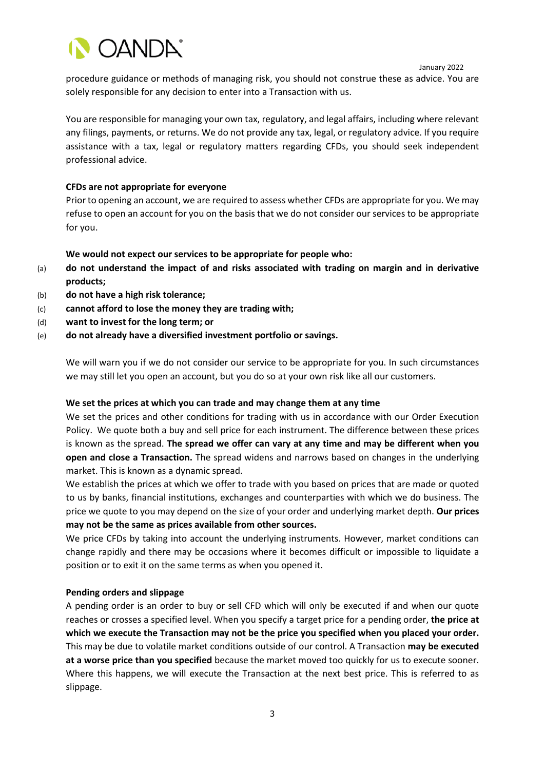procedure guidance or methods of managing risk, you should not construe these as advice. You are solely responsible for any decision to enter into a Transaction with us.

You are responsible for managing your own tax, regulatory, and legal affairs, including where relevant any filings, payments, or returns. We do not provide any tax, legal, or regulatory advice. If you require assistance with a tax, legal or regulatory matters regarding CFDs, you should seek independent professional advice.

**CFDs are not appropriate for everyone**

Prior to opening an account, we are required to assess whether CFDs are appropriate for you. We may refuse to open an account for you on the basis that we do not consider our services to be appropriate for you.

**We would not expect our services to be appropriate for people who:**

(a) **do not understand the impact of and risks associated with trading on margin and in derivative products;**

(b) **do not have a high risk tolerance;**

(c) **cannot afford to lose the money they are trading with;**

(d) **want to invest for the long term; or**

(e) **do not already have a diversified investment portfolio or savings.**

We will warn you if we do not consider our service to be appropriate for you. In such circumstances we may still let you open an account, but you do so at your own risk like all our customers.

**We set the prices at which you can trade and may change them at any time**

We set the prices and other conditions for trading with us in accordance with our Order Execution Policy. We quote both a buy and sell price for each instrument. The difference between these prices is known as the spread. **The spread we offer can vary at any time and may be different when you open and close a Transaction.** The spread widens and narrows based on changes in the underlying market. This is known as a dynamic spread.

We establish the prices at which we offer to trade with you based on prices that are made or quoted to us by banks, financial institutions, exchanges and counterparties with which we do business. The price we quote to you may depend on the size of your order and underlying market depth. **Our prices may not be the same as prices available from other sources.**

We price CFDs by taking into account the underlying instruments. However, market conditions can change rapidly and there may be occasions where it becomes difficult or impossible to liquidate a position or to exit it on the same terms as when you opened it.

**Pending orders and slippage**

A pending order is an order to buy or sell CFD which will only be executed if and when our quote reaches or crosses a specified level. When you specify a target price for a pending order, **the price at which we execute the Transaction may not be the price you specified when you placed your order.** This may be due to volatile market conditions outside of our control. A Transaction **may be executed at a worse price than you specified** because the market moved too quickly for us to execute sooner. Where this happens, we will execute the Transaction at the next best price. This is referred to as slippage.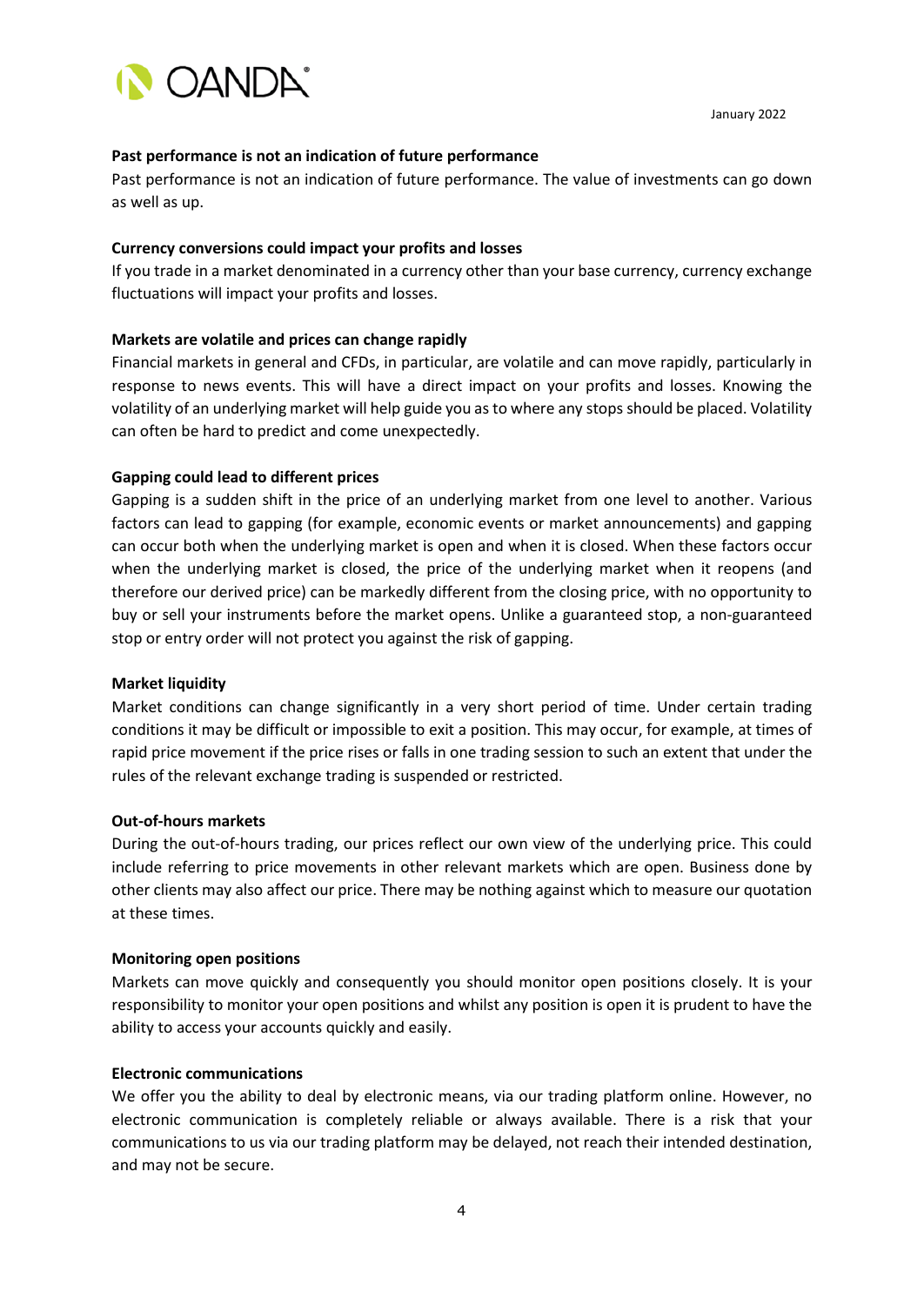**Past performance is not an indication of future performance**

Past performance is not an indication of future performance. The value of investments can go down as well as up.

**Currency conversions could impact your profits and losses**

If you trade in a market denominated in a currency other than your base currency, currency exchange fluctuations will impact your profits and losses.

**Markets are volatile and prices can change rapidly**

Financial markets in general and CFDs, in particular, are volatile and can move rapidly, particularly in response to news events. This will have a direct impact on your profits and losses. Knowing the volatility of an underlying market will help guide you as to where any stops should be placed. Volatility can often be hard to predict and come unexpectedly.

**Gapping could lead to different prices**

Gapping is a sudden shift in the price of an underlying market from one level to another. Various factors can lead to gapping (for example, economic events or market announcements) and gapping can occur both when the underlying market is open and when it is closed. When these factors occur when the underlying market is closed, the price of the underlying market when it reopens (and therefore our derived price) can be markedly different from the closing price, with no opportunity to buy or sell your instruments before the market opens. Unlike a guaranteed stop, a non-guaranteed stop or entry order will not protect you against the risk of gapping.

**Market liquidity**

Market conditions can change significantly in a very short period of time. Under certain trading conditions it may be difficult or impossible to exit a position. This may occur, for example, at times of rapid price movement if the price rises or falls in one trading session to such an extent that under the rules of the relevant exchange trading is suspended or restricted.

**Out-of-hours markets**

During the out-of-hours trading, our prices reflect our own view of the underlying price. This could include referring to price movements in other relevant markets which are open. Business done by other clients may also affect our price. There may be nothing against which to measure our quotation at these times.

**Monitoring open positions**

Markets can move quickly and consequently you should monitor open positions closely. It is your responsibility to monitor your open positions and whilst any position is open it is prudent to have the ability to access your accounts quickly and easily.

**Electronic communications**

We offer you the ability to deal by electronic means, via our trading platform online. However, no electronic communication is completely reliable or always available. There is a risk that your communications to us via our trading platform may be delayed, not reach their intended destination, and may not be secure.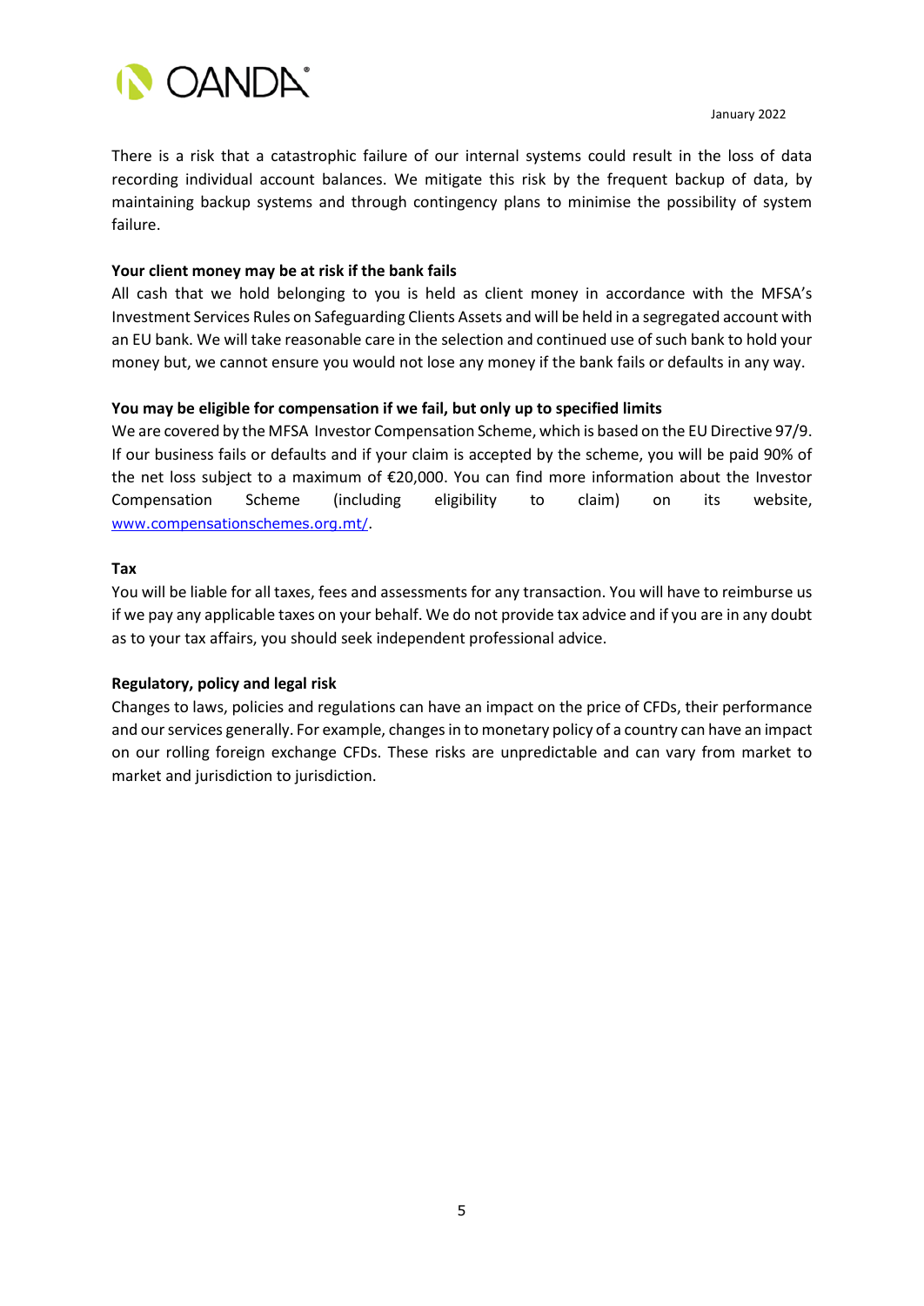There is a risk that a catastrophic failure of our internal systems could result in the loss of data recording individual account balances. We mitigate this risk by the frequent backup of data, by maintaining backup systems and through contingency plans to minimise the possibility of system failure.

**Your client money may be at risk if the bank fails**

All cash that we hold belonging to you is held as client money in accordance with the MFSA's Investment Services Rules on Safeguarding Clients Assets and will be held in a segregated account with an EU bank. We will take reasonable care in the selection and continued use of such bank to hold your money but, we cannot ensure you would not lose any money if the bank fails or defaults in any way.

**You may be eligible for compensation if we fail, but only up to specified limits**

We are covered by the MFSA Investor Compensation Scheme, which is based on the EU Directive 97/9. If our business fails or defaults and if your claim is accepted by the scheme, you will be paid 90% of the net loss subject to a maximum of €20,000. You can find more information about the Investor Compensation Scheme (including eligibility to claim) on its website, www.compensationschemes.org.mt/.

**Tax**

You will be liable for all taxes, fees and assessments for any transaction. You will have to reimburse us if we pay any applicable taxes on your behalf. We do not provide tax advice and if you are in any doubt as to your tax affairs, you should seek independent professional advice.

**Regulatory, policy and legal risk**

Changes to laws, policies and regulations can have an impact on the price of CFDs, their performance and our services generally. For example, changes in to monetary policy of a country can have an impact on our rolling foreign exchange CFDs. These risks are unpredictable and can vary from market to market and jurisdiction to jurisdiction.